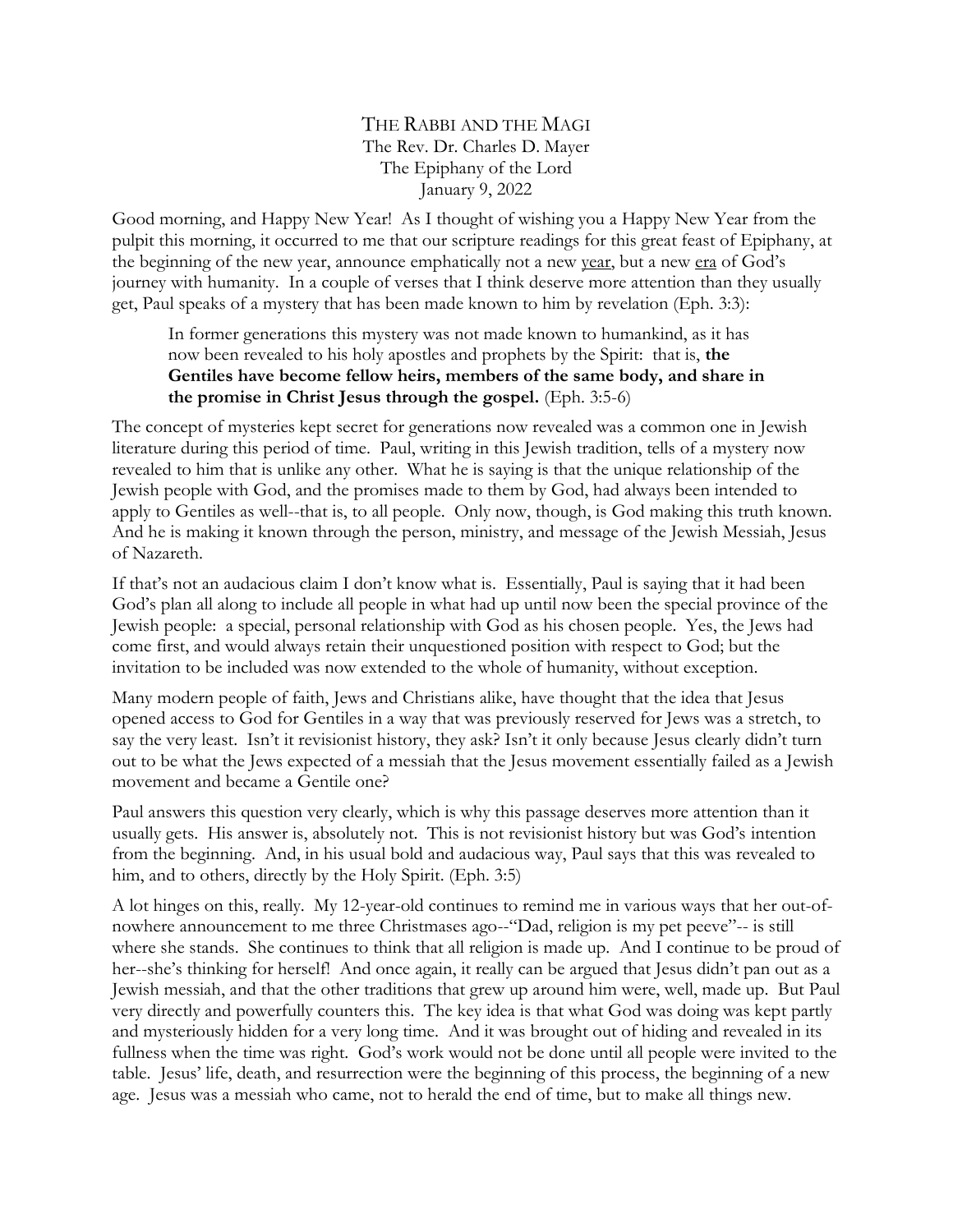# The Rabbi and the Magi

The Rev. Dr. Charles D. Mayer
The Epiphany of the Lord
January 9, 2022

Good morning, and Happy New Year! As I thought of wishing you a Happy New Year from the pulpit this morning, it occurred to me that our scripture readings for this great feast of Epiphany, at the beginning of the new year, announce emphatically not a new year, but a new era of God's journey with humanity. In a couple of verses that I think deserve more attention than they usually get, Paul speaks of a mystery that has been made known to him by revelation (Eph. 3:3):

> In former generations this mystery was not made known to humankind, as it has now been revealed to his holy apostles and prophets by the Spirit: that is, **the Gentiles have become fellow heirs, members of the same body, and share in the promise in Christ Jesus through the gospel.** (Eph. 3:5-6)

The concept of mysteries kept secret for generations now revealed was a common one in Jewish literature during this period of time. Paul, writing in this Jewish tradition, tells of a mystery now revealed to him that is unlike any other. What he is saying is that the unique relationship of the Jewish people with God, and the promises made to them by God, had always been intended to apply to Gentiles as well--that is, to all people. Only now, though, is God making this truth known. And he is making it known through the person, ministry, and message of the Jewish Messiah, Jesus of Nazareth.

If that's not an audacious claim I don't know what is. Essentially, Paul is saying that it had been God's plan all along to include all people in what had up until now been the special province of the Jewish people: a special, personal relationship with God as his chosen people. Yes, the Jews had come first, and would always retain their unquestioned position with respect to God; but the invitation to be included was now extended to the whole of humanity, without exception.

Many modern people of faith, Jews and Christians alike, have thought that the idea that Jesus opened access to God for Gentiles in a way that was previously reserved for Jews was a stretch, to say the very least. Isn't it revisionist history, they ask? Isn't it only because Jesus clearly didn't turn out to be what the Jews expected of a messiah that the Jesus movement essentially failed as a Jewish movement and became a Gentile one?

Paul answers this question very clearly, which is why this passage deserves more attention than it usually gets. His answer is, absolutely not. This is not revisionist history but was God's intention from the beginning. And, in his usual bold and audacious way, Paul says that this was revealed to him, and to others, directly by the Holy Spirit. (Eph. 3:5)

A lot hinges on this, really. My 12-year-old continues to remind me in various ways that her out-of-nowhere announcement to me three Christmases ago--"Dad, religion is my pet peeve"-- is still where she stands. She continues to think that all religion is made up. And I continue to be proud of her--she's thinking for herself! And once again, it really can be argued that Jesus didn't pan out as a Jewish messiah, and that the other traditions that grew up around him were, well, made up. But Paul very directly and powerfully counters this. The key idea is that what God was doing was kept partly and mysteriously hidden for a very long time. And it was brought out of hiding and revealed in its fullness when the time was right. God's work would not be done until all people were invited to the table. Jesus' life, death, and resurrection were the beginning of this process, the beginning of a new age. Jesus was a messiah who came, not to herald the end of time, but to make all things new.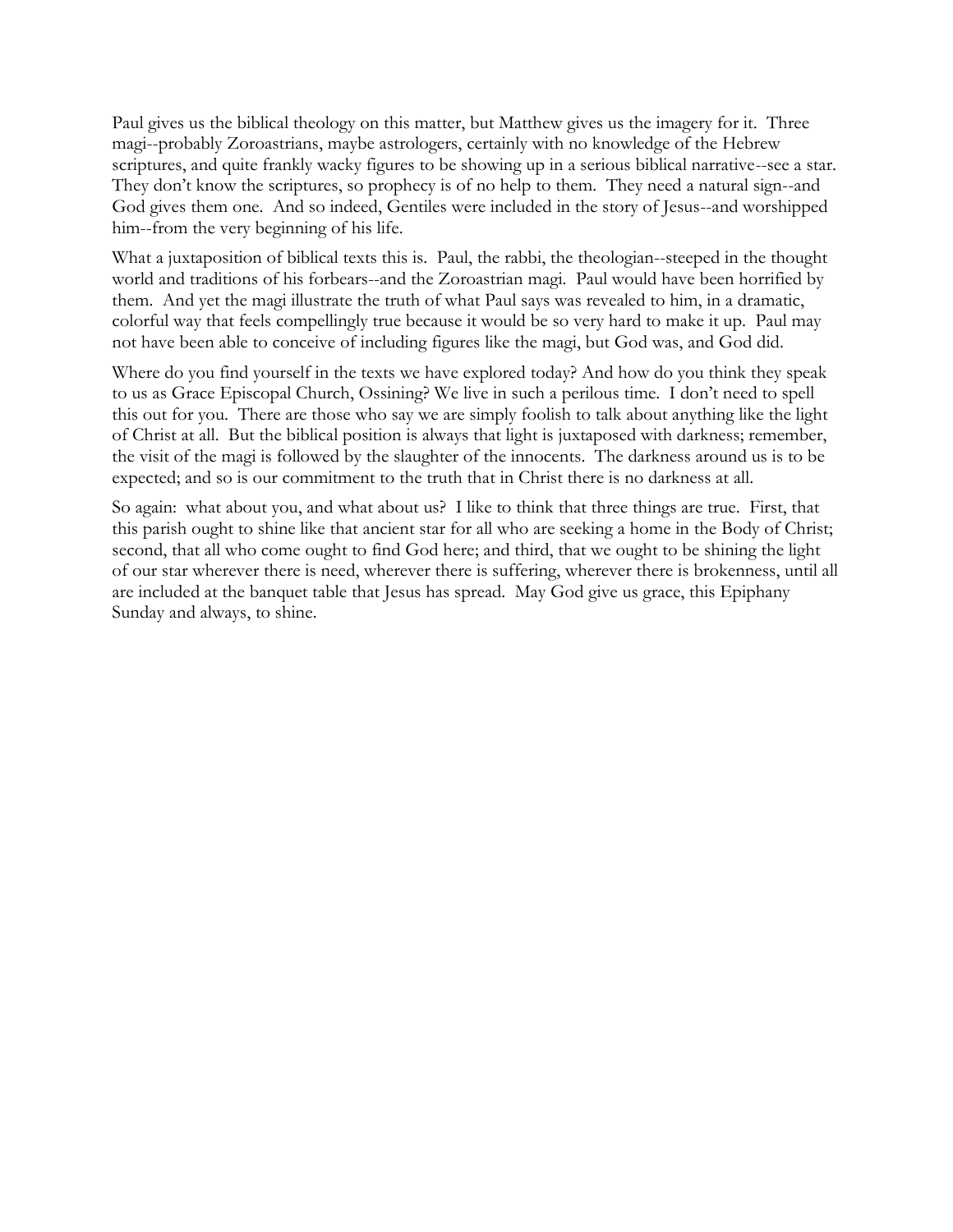Paul gives us the biblical theology on this matter, but Matthew gives us the imagery for it. Three magi--probably Zoroastrians, maybe astrologers, certainly with no knowledge of the Hebrew scriptures, and quite frankly wacky figures to be showing up in a serious biblical narrative--see a star. They don't know the scriptures, so prophecy is of no help to them. They need a natural sign--and God gives them one. And so indeed, Gentiles were included in the story of Jesus--and worshipped him--from the very beginning of his life.

What a juxtaposition of biblical texts this is. Paul, the rabbi, the theologian--steeped in the thought world and traditions of his forbears--and the Zoroastrian magi. Paul would have been horrified by them. And yet the magi illustrate the truth of what Paul says was revealed to him, in a dramatic, colorful way that feels compellingly true because it would be so very hard to make it up. Paul may not have been able to conceive of including figures like the magi, but God was, and God did.

Where do you find yourself in the texts we have explored today? And how do you think they speak to us as Grace Episcopal Church, Ossining? We live in such a perilous time. I don't need to spell this out for you. There are those who say we are simply foolish to talk about anything like the light of Christ at all. But the biblical position is always that light is juxtaposed with darkness; remember, the visit of the magi is followed by the slaughter of the innocents. The darkness around us is to be expected; and so is our commitment to the truth that in Christ there is no darkness at all.

So again: what about you, and what about us? I like to think that three things are true. First, that this parish ought to shine like that ancient star for all who are seeking a home in the Body of Christ; second, that all who come ought to find God here; and third, that we ought to be shining the light of our star wherever there is need, wherever there is suffering, wherever there is brokenness, until all are included at the banquet table that Jesus has spread. May God give us grace, this Epiphany Sunday and always, to shine.